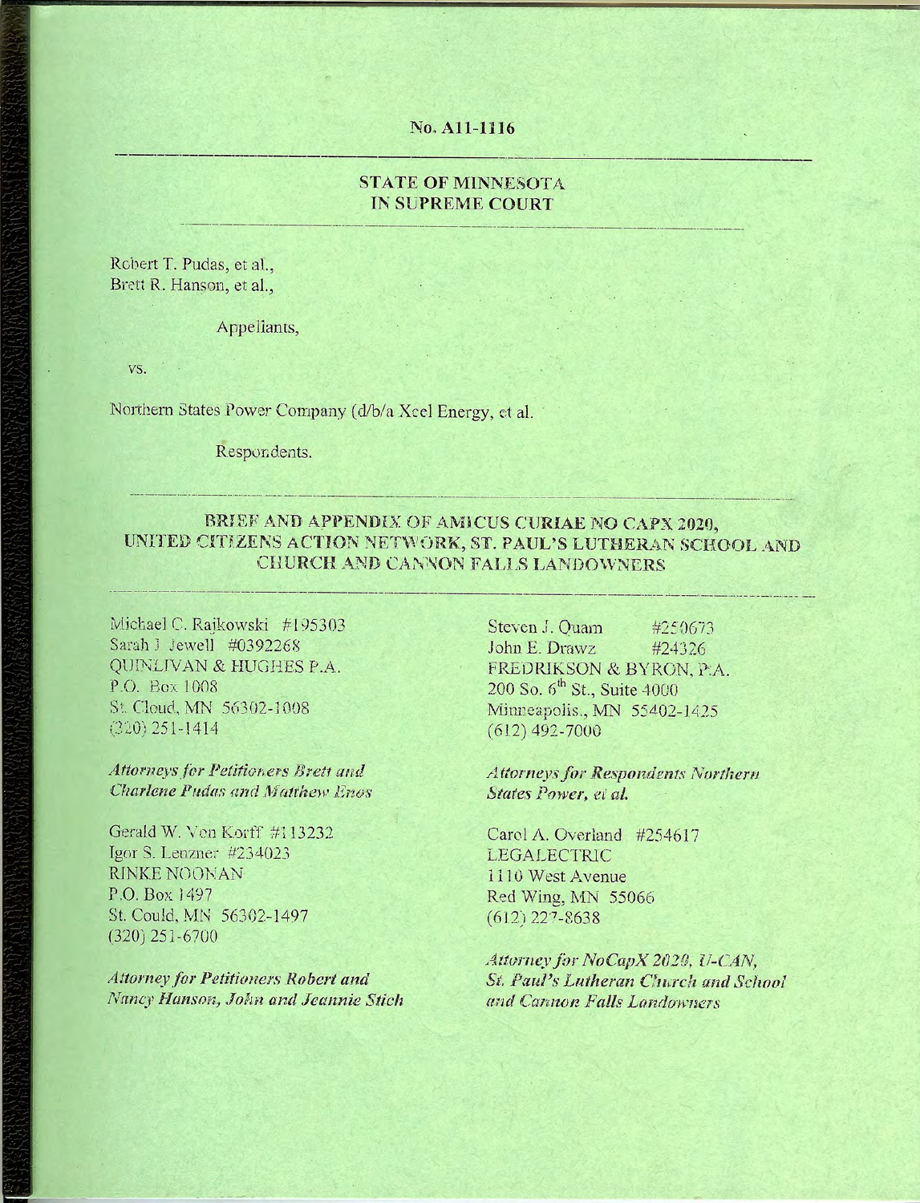No. A11-1116

## STATE OF MINNESOTA
## IN SUPREME COURT

Robert T. Pudas, et al.,
Brett R. Hanson, et al.,

Appellants,

vs.

Northern States Power Company (d/b/a Xcel Energy, et al.

Respondents.

## BRIEF AND APPENDIX OF AMICUS CURIAE NO CAPX 2020, UNITED CITIZENS ACTION NETWORK, ST. PAUL'S LUTHERAN SCHOOL AND CHURCH AND CANNON FALLS LANDOWNERS

Michael C. Rajkowski #195303
Sarah J Jewell #0392268
QUINLIVAN & HUGHES P.A.
P.O. Box 1008
St. Cloud, MN 56302-1008
(320) 251-1414

*Attorneys for Petitioners Brett and Charlene Pudas and Matthew Enos*

Gerald W. Von Korff #113232
Igor S. Lenzner #234023
RINKE NOONAN
P.O. Box 1497
St. Could, MN 56302-1497
(320) 251-6700

*Attorney for Petitioners Robert and Nancy Hanson, John and Jeannie Stich*

Steven J. Quam #250673
John E. Drawz #24326
FREDRIKSON & BYRON, P.A.
200 So. 6th St., Suite 4000
Minneapolis, MN 55402-1425
(612) 492-7000

*Attorneys for Respondents Northern States Power, et al.*

Carol A. Overland #254617
LEGALECTRIC
1110 West Avenue
Red Wing, MN 55066
(612) 227-8638

*Attorney for NoCapX 2020, U-CAN, St. Paul's Lutheran Church and School and Cannon Falls Landowners*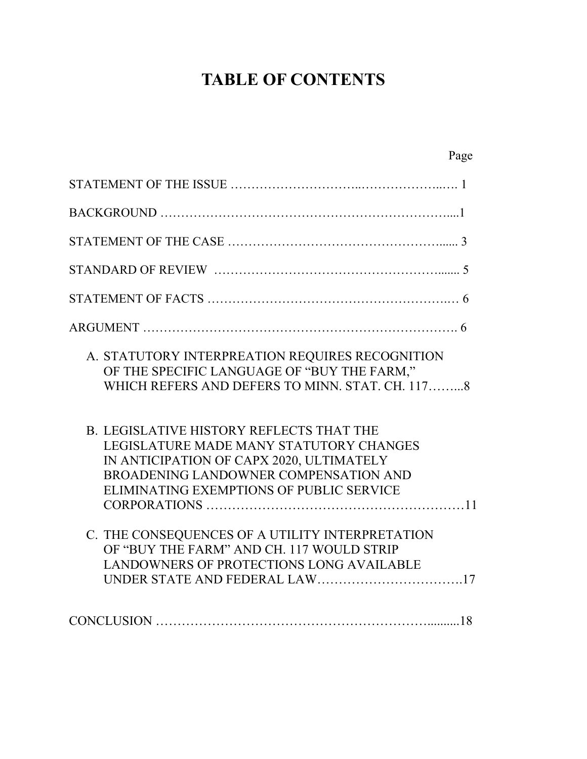# TABLE OF CONTENTS

| | Page |
|---|---|
| STATEMENT OF THE ISSUE | 1 |
| BACKGROUND | 1 |
| STATEMENT OF THE CASE | 3 |
| STANDARD OF REVIEW | 5 |
| STATEMENT OF FACTS | 6 |
| ARGUMENT | 6 |
| A. STATUTORY INTERPREATION REQUIRES RECOGNITION OF THE SPECIFIC LANGUAGE OF "BUY THE FARM," WHICH REFERS AND DEFERS TO MINN. STAT. CH. 117 | 8 |
| B. LEGISLATIVE HISTORY REFLECTS THAT THE LEGISLATURE MADE MANY STATUTORY CHANGES IN ANTICIPATION OF CAPX 2020, ULTIMATELY BROADENING LANDOWNER COMPENSATION AND ELIMINATING EXEMPTIONS OF PUBLIC SERVICE CORPORATIONS | 11 |
| C. THE CONSEQUENCES OF A UTILITY INTERPRETATION OF "BUY THE FARM" AND CH. 117 WOULD STRIP LANDOWNERS OF PROTECTIONS LONG AVAILABLE UNDER STATE AND FEDERAL LAW | 17 |
| CONCLUSION | 18 |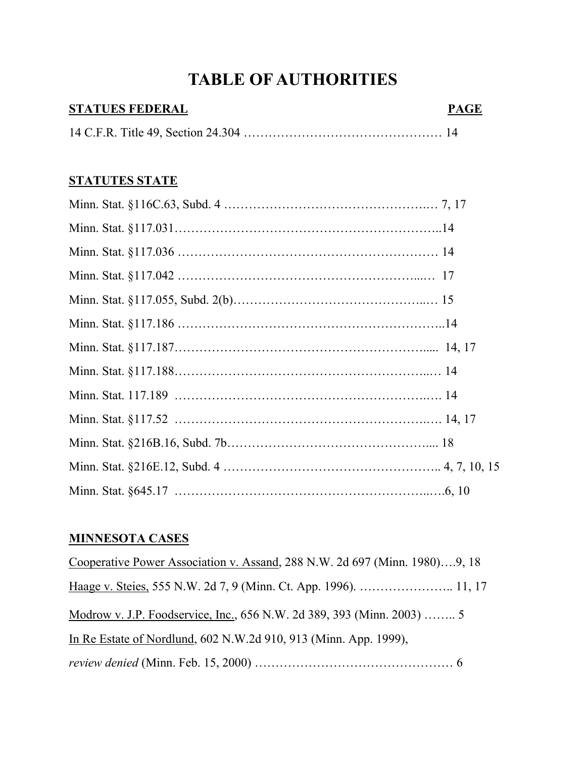# TABLE OF AUTHORITIES

**STATUES FEDERAL** **PAGE**

14 C.F.R. Title 49, Section 24.304 ………………………………………… 14

**STATUTES STATE**

Minn. Stat. §116C.63, Subd. 4 …………………………………………..… 7, 17

Minn. Stat. §117.031………………………………………………………..14

Minn. Stat. §117.036 ……………………………………………………… 14

Minn. Stat. §117.042 ……………………………………………….....… 17

Minn. Stat. §117.055, Subd. 2(b)……………………………………..… 15

Minn. Stat. §117.186 ………………………………………………………..14

Minn. Stat. §117.187………………………………………………….... 14, 17

Minn. Stat. §117.188………………………………………………...… 14

Minn. Stat. 117.189 …………………………………………………..…. 14

Minn. Stat. §117.52 ……………………………………………………..…. 14, 17

Minn. Stat. §216B.16, Subd. 7b………………………………………….... 18

Minn. Stat. §216E.12, Subd. 4 …………………………………………….. 4, 7, 10, 15

Minn. Stat. §645.17 ……………………………………………………..….6, 10

**MINNESOTA CASES**

<u>Cooperative Power Association v. Assand</u>, 288 N.W. 2d 697 (Minn. 1980)….9, 18

<u>Haage v. Steies,</u> 555 N.W. 2d 7, 9 (Minn. Ct. App. 1996). ………………….. 11, 17

<u>Modrow v. J.P. Foodservice, Inc.</u>, 656 N.W. 2d 389, 393 (Minn. 2003) …….. 5

<u>In Re Estate of Nordlund</u>, 602 N.W.2d 910, 913 (Minn. App. 1999), *review denied* (Minn. Feb. 15, 2000) ………………………………………… 6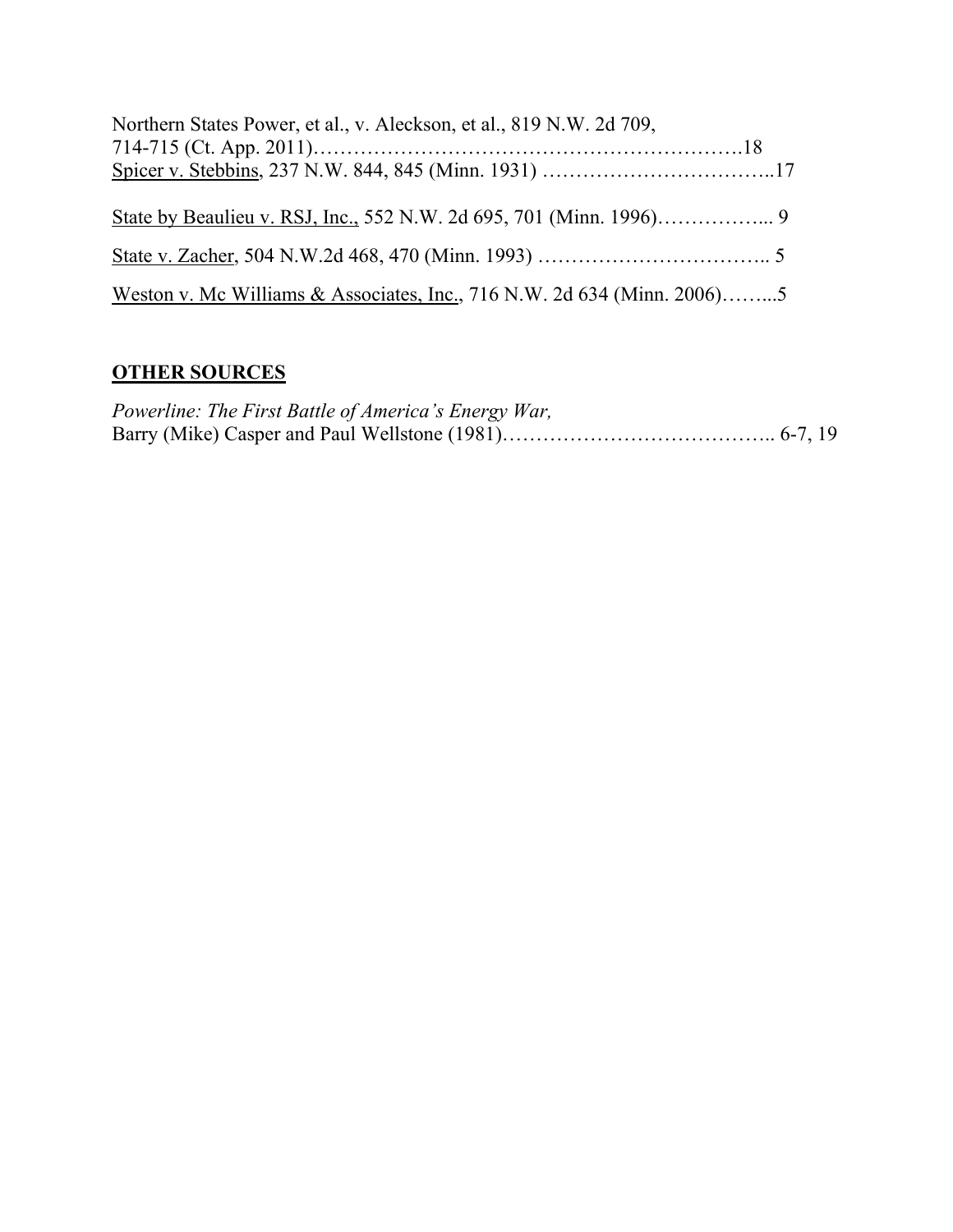Northern States Power, et al., v. Aleckson, et al., 819 N.W. 2d 709, 714-715 (Ct. App. 2011)……………………………………………………….18

Spicer v. Stebbins, 237 N.W. 844, 845 (Minn. 1931) ……………………………..17

State by Beaulieu v. RSJ, Inc., 552 N.W. 2d 695, 701 (Minn. 1996)……………... 9

State v. Zacher, 504 N.W.2d 468, 470 (Minn. 1993) …………………………….. 5

Weston v. Mc Williams & Associates, Inc., 716 N.W. 2d 634 (Minn. 2006)……...5

## OTHER SOURCES

*Powerline: The First Battle of America's Energy War,* Barry (Mike) Casper and Paul Wellstone (1981)………………………………….. 6-7, 19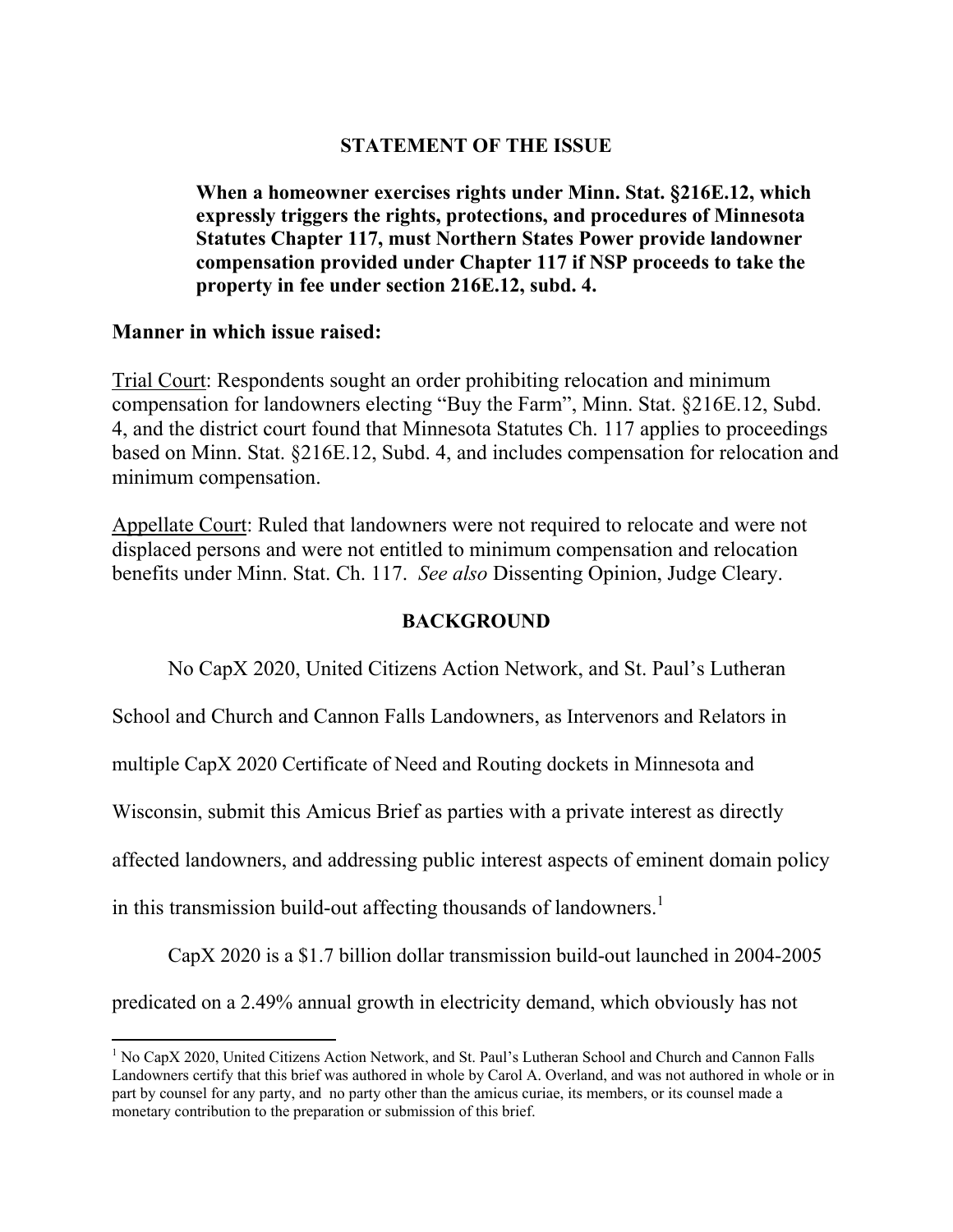## STATEMENT OF THE ISSUE

> **When a homeowner exercises rights under Minn. Stat. §216E.12, which expressly triggers the rights, protections, and procedures of Minnesota Statutes Chapter 117, must Northern States Power provide landowner compensation provided under Chapter 117 if NSP proceeds to take the property in fee under section 216E.12, subd. 4.**

### Manner in which issue raised:

Trial Court: Respondents sought an order prohibiting relocation and minimum compensation for landowners electing "Buy the Farm", Minn. Stat. §216E.12, Subd. 4, and the district court found that Minnesota Statutes Ch. 117 applies to proceedings based on Minn. Stat. §216E.12, Subd. 4, and includes compensation for relocation and minimum compensation.

Appellate Court: Ruled that landowners were not required to relocate and were not displaced persons and were not entitled to minimum compensation and relocation benefits under Minn. Stat. Ch. 117. *See also* Dissenting Opinion, Judge Cleary.

## BACKGROUND

No CapX 2020, United Citizens Action Network, and St. Paul's Lutheran School and Church and Cannon Falls Landowners, as Intervenors and Relators in multiple CapX 2020 Certificate of Need and Routing dockets in Minnesota and Wisconsin, submit this Amicus Brief as parties with a private interest as directly affected landowners, and addressing public interest aspects of eminent domain policy in this transmission build-out affecting thousands of landowners.[1]

CapX 2020 is a $1.7 billion dollar transmission build-out launched in 2004-2005 predicated on a 2.49% annual growth in electricity demand, which obviously has not

[1] No CapX 2020, United Citizens Action Network, and St. Paul's Lutheran School and Church and Cannon Falls Landowners certify that this brief was authored in whole by Carol A. Overland, and was not authored in whole or in part by counsel for any party, and no party other than the amicus curiae, its members, or its counsel made a monetary contribution to the preparation or submission of this brief.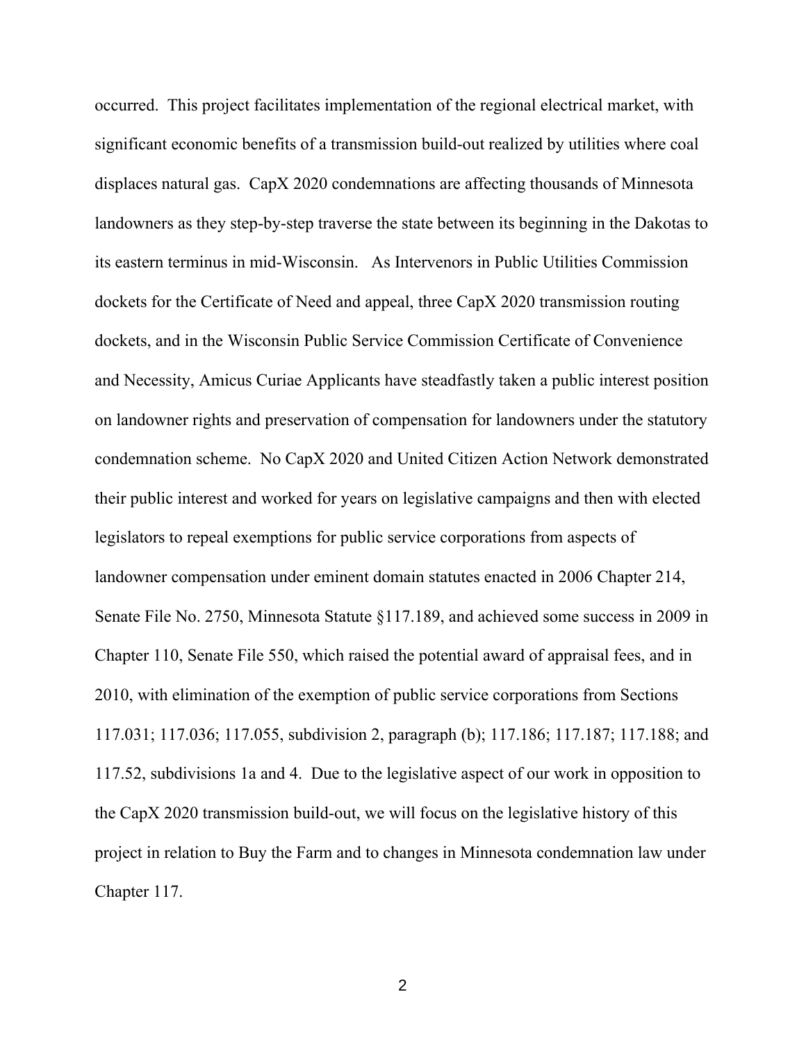occurred. This project facilitates implementation of the regional electrical market, with significant economic benefits of a transmission build-out realized by utilities where coal displaces natural gas. CapX 2020 condemnations are affecting thousands of Minnesota landowners as they step-by-step traverse the state between its beginning in the Dakotas to its eastern terminus in mid-Wisconsin. As Intervenors in Public Utilities Commission dockets for the Certificate of Need and appeal, three CapX 2020 transmission routing dockets, and in the Wisconsin Public Service Commission Certificate of Convenience and Necessity, Amicus Curiae Applicants have steadfastly taken a public interest position on landowner rights and preservation of compensation for landowners under the statutory condemnation scheme. No CapX 2020 and United Citizen Action Network demonstrated their public interest and worked for years on legislative campaigns and then with elected legislators to repeal exemptions for public service corporations from aspects of landowner compensation under eminent domain statutes enacted in 2006 Chapter 214, Senate File No. 2750, Minnesota Statute §117.189, and achieved some success in 2009 in Chapter 110, Senate File 550, which raised the potential award of appraisal fees, and in 2010, with elimination of the exemption of public service corporations from Sections 117.031; 117.036; 117.055, subdivision 2, paragraph (b); 117.186; 117.187; 117.188; and 117.52, subdivisions 1a and 4. Due to the legislative aspect of our work in opposition to the CapX 2020 transmission build-out, we will focus on the legislative history of this project in relation to Buy the Farm and to changes in Minnesota condemnation law under Chapter 117.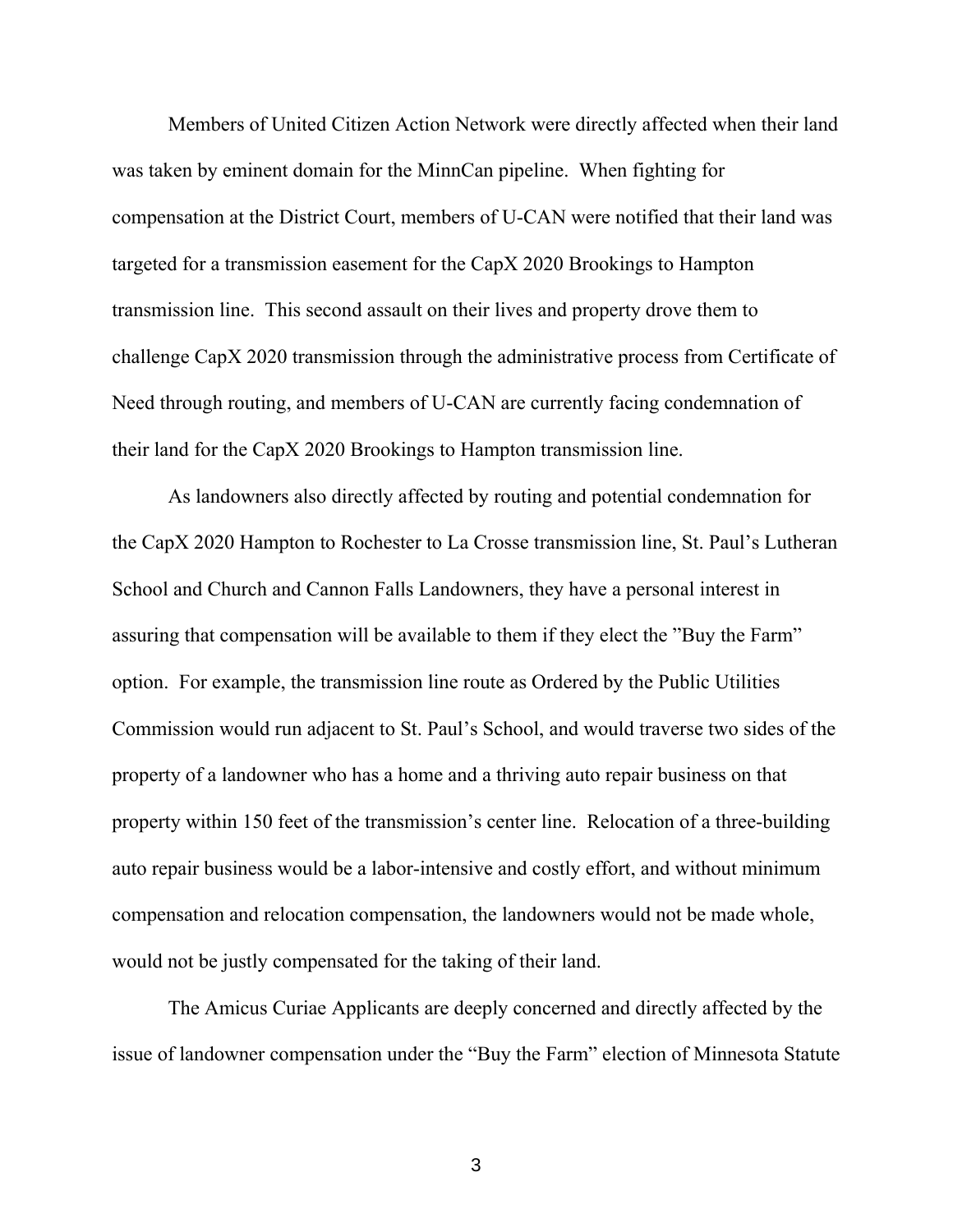Members of United Citizen Action Network were directly affected when their land was taken by eminent domain for the MinnCan pipeline. When fighting for compensation at the District Court, members of U-CAN were notified that their land was targeted for a transmission easement for the CapX 2020 Brookings to Hampton transmission line. This second assault on their lives and property drove them to challenge CapX 2020 transmission through the administrative process from Certificate of Need through routing, and members of U-CAN are currently facing condemnation of their land for the CapX 2020 Brookings to Hampton transmission line.

As landowners also directly affected by routing and potential condemnation for the CapX 2020 Hampton to Rochester to La Crosse transmission line, St. Paul's Lutheran School and Church and Cannon Falls Landowners, they have a personal interest in assuring that compensation will be available to them if they elect the "Buy the Farm" option. For example, the transmission line route as Ordered by the Public Utilities Commission would run adjacent to St. Paul's School, and would traverse two sides of the property of a landowner who has a home and a thriving auto repair business on that property within 150 feet of the transmission's center line. Relocation of a three-building auto repair business would be a labor-intensive and costly effort, and without minimum compensation and relocation compensation, the landowners would not be made whole, would not be justly compensated for the taking of their land.

The Amicus Curiae Applicants are deeply concerned and directly affected by the issue of landowner compensation under the "Buy the Farm" election of Minnesota Statute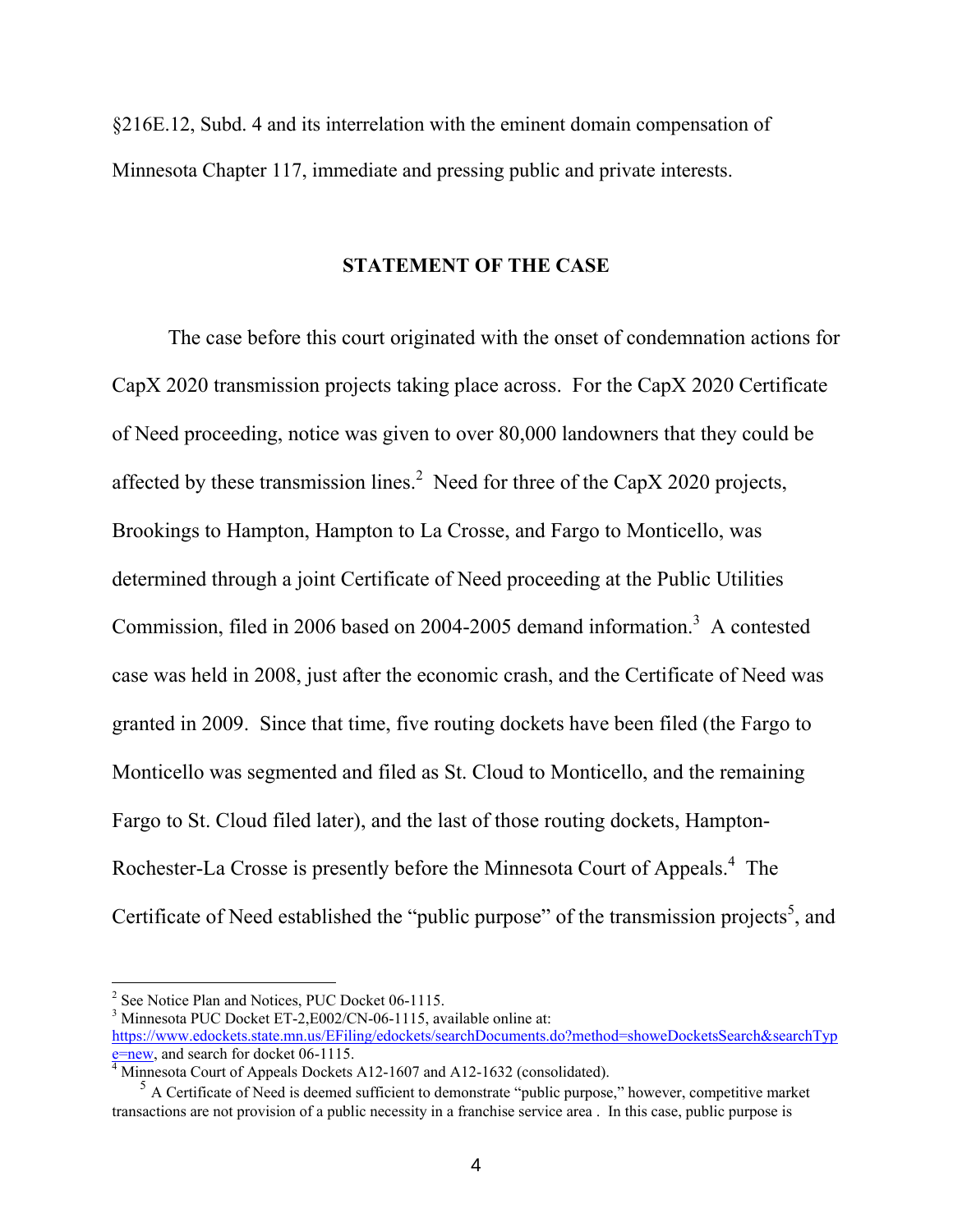§216E.12, Subd. 4 and its interrelation with the eminent domain compensation of Minnesota Chapter 117, immediate and pressing public and private interests.

## STATEMENT OF THE CASE

The case before this court originated with the onset of condemnation actions for CapX 2020 transmission projects taking place across. For the CapX 2020 Certificate of Need proceeding, notice was given to over 80,000 landowners that they could be affected by these transmission lines.[2] Need for three of the CapX 2020 projects, Brookings to Hampton, Hampton to La Crosse, and Fargo to Monticello, was determined through a joint Certificate of Need proceeding at the Public Utilities Commission, filed in 2006 based on 2004-2005 demand information.[3] A contested case was held in 2008, just after the economic crash, and the Certificate of Need was granted in 2009. Since that time, five routing dockets have been filed (the Fargo to Monticello was segmented and filed as St. Cloud to Monticello, and the remaining Fargo to St. Cloud filed later), and the last of those routing dockets, Hampton-Rochester-La Crosse is presently before the Minnesota Court of Appeals.[4] The Certificate of Need established the "public purpose" of the transmission projects[5], and

---

[2] See Notice Plan and Notices, PUC Docket 06-1115.

[3] Minnesota PUC Docket ET-2,E002/CN-06-1115, available online at: https://www.edockets.state.mn.us/EFiling/edockets/searchDocuments.do?method=showeDocketsSearch&searchType=new, and search for docket 06-1115.

[4] Minnesota Court of Appeals Dockets A12-1607 and A12-1632 (consolidated).

[5] A Certificate of Need is deemed sufficient to demonstrate "public purpose," however, competitive market transactions are not provision of a public necessity in a franchise service area . In this case, public purpose is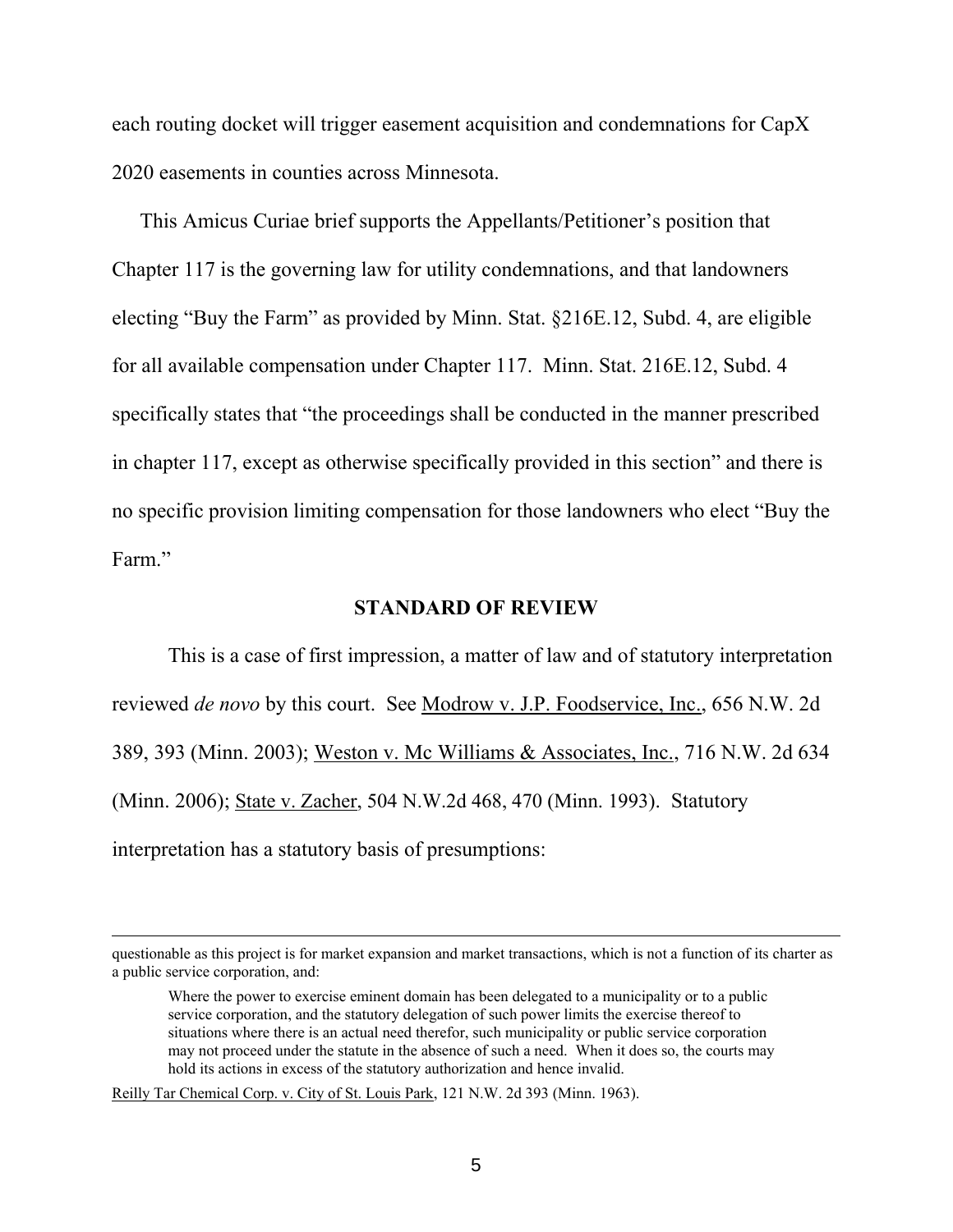each routing docket will trigger easement acquisition and condemnations for CapX 2020 easements in counties across Minnesota.

This Amicus Curiae brief supports the Appellants/Petitioner's position that Chapter 117 is the governing law for utility condemnations, and that landowners electing "Buy the Farm" as provided by Minn. Stat. §216E.12, Subd. 4, are eligible for all available compensation under Chapter 117. Minn. Stat. 216E.12, Subd. 4 specifically states that "the proceedings shall be conducted in the manner prescribed in chapter 117, except as otherwise specifically provided in this section" and there is no specific provision limiting compensation for those landowners who elect "Buy the Farm."

## STANDARD OF REVIEW

This is a case of first impression, a matter of law and of statutory interpretation reviewed *de novo* by this court. See Modrow v. J.P. Foodservice, Inc., 656 N.W. 2d 389, 393 (Minn. 2003); Weston v. Mc Williams & Associates, Inc., 716 N.W. 2d 634 (Minn. 2006); State v. Zacher, 504 N.W.2d 468, 470 (Minn. 1993). Statutory interpretation has a statutory basis of presumptions:

---

questionable as this project is for market expansion and market transactions, which is not a function of its charter as a public service corporation, and:

> Where the power to exercise eminent domain has been delegated to a municipality or to a public service corporation, and the statutory delegation of such power limits the exercise thereof to situations where there is an actual need therefor, such municipality or public service corporation may not proceed under the statute in the absence of such a need. When it does so, the courts may hold its actions in excess of the statutory authorization and hence invalid.

Reilly Tar Chemical Corp. v. City of St. Louis Park, 121 N.W. 2d 393 (Minn. 1963).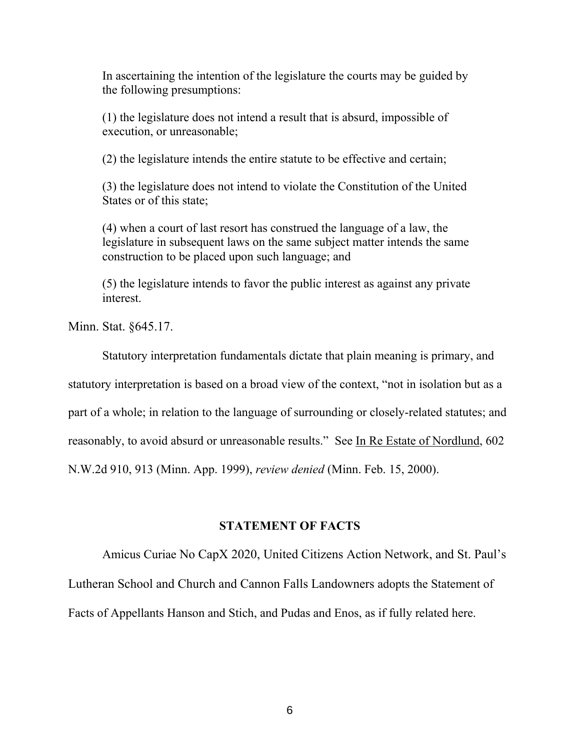> In ascertaining the intention of the legislature the courts may be guided by the following presumptions:
>
> (1) the legislature does not intend a result that is absurd, impossible of execution, or unreasonable;
>
> (2) the legislature intends the entire statute to be effective and certain;
>
> (3) the legislature does not intend to violate the Constitution of the United States or of this state;
>
> (4) when a court of last resort has construed the language of a law, the legislature in subsequent laws on the same subject matter intends the same construction to be placed upon such language; and
>
> (5) the legislature intends to favor the public interest as against any private interest.

Minn. Stat. §645.17.

Statutory interpretation fundamentals dictate that plain meaning is primary, and statutory interpretation is based on a broad view of the context, "not in isolation but as a part of a whole; in relation to the language of surrounding or closely-related statutes; and reasonably, to avoid absurd or unreasonable results." See In Re Estate of Nordlund, 602 N.W.2d 910, 913 (Minn. App. 1999), *review denied* (Minn. Feb. 15, 2000).

## STATEMENT OF FACTS

Amicus Curiae No CapX 2020, United Citizens Action Network, and St. Paul's Lutheran School and Church and Cannon Falls Landowners adopts the Statement of Facts of Appellants Hanson and Stich, and Pudas and Enos, as if fully related here.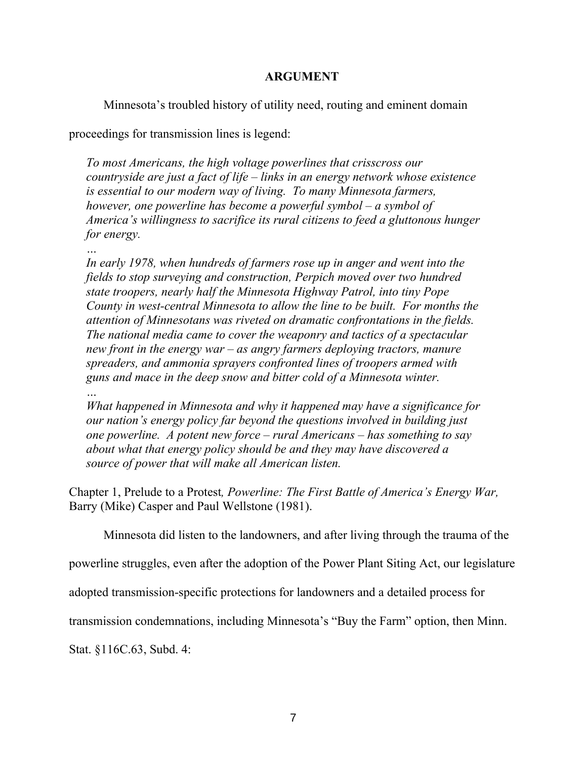## ARGUMENT

Minnesota's troubled history of utility need, routing and eminent domain proceedings for transmission lines is legend:

> *To most Americans, the high voltage powerlines that crisscross our countryside are just a fact of life – links in an energy network whose existence is essential to our modern way of living. To many Minnesota farmers, however, one powerline has become a powerful symbol – a symbol of America's willingness to sacrifice its rural citizens to feed a gluttonous hunger for energy.*
>
> *…*
>
> *In early 1978, when hundreds of farmers rose up in anger and went into the fields to stop surveying and construction, Perpich moved over two hundred state troopers, nearly half the Minnesota Highway Patrol, into tiny Pope County in west-central Minnesota to allow the line to be built. For months the attention of Minnesotans was riveted on dramatic confrontations in the fields. The national media came to cover the weaponry and tactics of a spectacular new front in the energy war – as angry farmers deploying tractors, manure spreaders, and ammonia sprayers confronted lines of troopers armed with guns and mace in the deep snow and bitter cold of a Minnesota winter.*
>
> *…*
>
> *What happened in Minnesota and why it happened may have a significance for our nation's energy policy far beyond the questions involved in building just one powerline. A potent new force – rural Americans – has something to say about what that energy policy should be and they may have discovered a source of power that will make all American listen.*

Chapter 1, Prelude to a Protest, *Powerline: The First Battle of America's Energy War,* Barry (Mike) Casper and Paul Wellstone (1981).

Minnesota did listen to the landowners, and after living through the trauma of the powerline struggles, even after the adoption of the Power Plant Siting Act, our legislature adopted transmission-specific protections for landowners and a detailed process for transmission condemnations, including Minnesota's "Buy the Farm" option, then Minn. Stat. §116C.63, Subd. 4: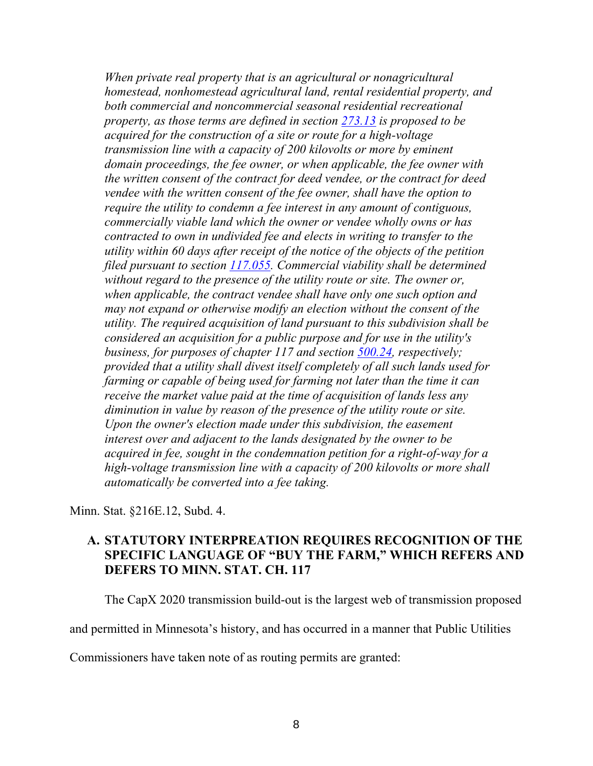*When private real property that is an agricultural or nonagricultural homestead, nonhomestead agricultural land, rental residential property, and both commercial and noncommercial seasonal residential recreational property, as those terms are defined in section [273.13] is proposed to be acquired for the construction of a site or route for a high-voltage transmission line with a capacity of 200 kilovolts or more by eminent domain proceedings, the fee owner, or when applicable, the fee owner with the written consent of the contract for deed vendee, or the contract for deed vendee with the written consent of the fee owner, shall have the option to require the utility to condemn a fee interest in any amount of contiguous, commercially viable land which the owner or vendee wholly owns or has contracted to own in undivided fee and elects in writing to transfer to the utility within 60 days after receipt of the notice of the objects of the petition filed pursuant to section [117.055]. Commercial viability shall be determined without regard to the presence of the utility route or site. The owner or, when applicable, the contract vendee shall have only one such option and may not expand or otherwise modify an election without the consent of the utility. The required acquisition of land pursuant to this subdivision shall be considered an acquisition for a public purpose and for use in the utility's business, for purposes of chapter 117 and section [500.24], respectively; provided that a utility shall divest itself completely of all such lands used for farming or capable of being used for farming not later than the time it can receive the market value paid at the time of acquisition of lands less any diminution in value by reason of the presence of the utility route or site. Upon the owner's election made under this subdivision, the easement interest over and adjacent to the lands designated by the owner to be acquired in fee, sought in the condemnation petition for a right-of-way for a high-voltage transmission line with a capacity of 200 kilovolts or more shall automatically be converted into a fee taking.*

Minn. Stat. §216E.12, Subd. 4.

## A. STATUTORY INTERPREATION REQUIRES RECOGNITION OF THE SPECIFIC LANGUAGE OF "BUY THE FARM," WHICH REFERS AND DEFERS TO MINN. STAT. CH. 117

The CapX 2020 transmission build-out is the largest web of transmission proposed and permitted in Minnesota's history, and has occurred in a manner that Public Utilities Commissioners have taken note of as routing permits are granted: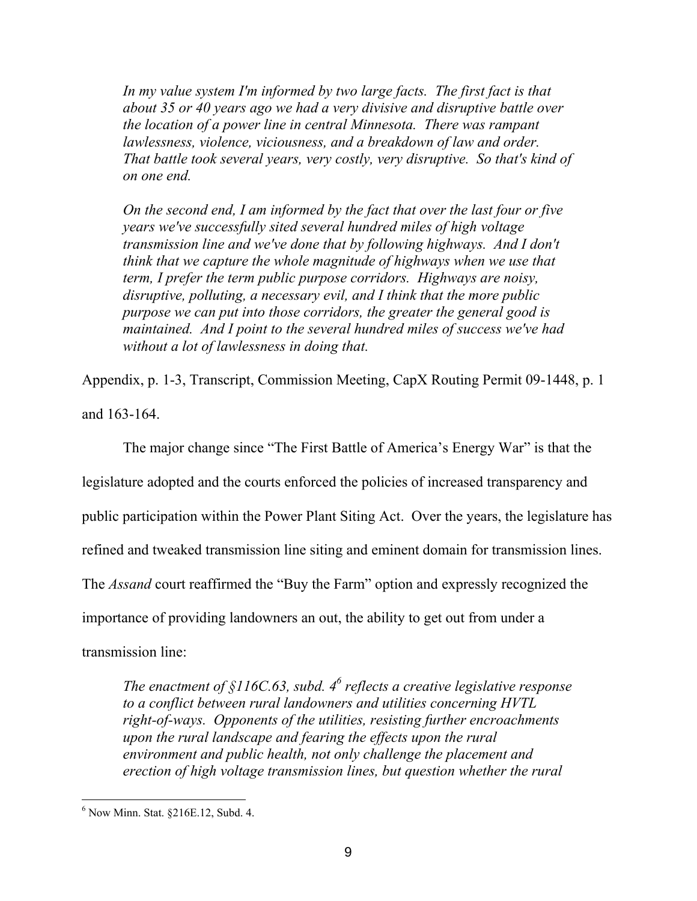> *In my value system I'm informed by two large facts. The first fact is that about 35 or 40 years ago we had a very divisive and disruptive battle over the location of a power line in central Minnesota. There was rampant lawlessness, violence, viciousness, and a breakdown of law and order. That battle took several years, very costly, very disruptive. So that's kind of on one end.*
>
> *On the second end, I am informed by the fact that over the last four or five years we've successfully sited several hundred miles of high voltage transmission line and we've done that by following highways. And I don't think that we capture the whole magnitude of highways when we use that term, I prefer the term public purpose corridors. Highways are noisy, disruptive, polluting, a necessary evil, and I think that the more public purpose we can put into those corridors, the greater the general good is maintained. And I point to the several hundred miles of success we've had without a lot of lawlessness in doing that.*

Appendix, p. 1-3, Transcript, Commission Meeting, CapX Routing Permit 09-1448, p. 1 and 163-164.

The major change since "The First Battle of America's Energy War" is that the legislature adopted and the courts enforced the policies of increased transparency and public participation within the Power Plant Siting Act. Over the years, the legislature has refined and tweaked transmission line siting and eminent domain for transmission lines. The *Assand* court reaffirmed the "Buy the Farm" option and expressly recognized the importance of providing landowners an out, the ability to get out from under a transmission line:

> *The enactment of §116C.63, subd. 4[6] reflects a creative legislative response to a conflict between rural landowners and utilities concerning HVTL right-of-ways. Opponents of the utilities, resisting further encroachments upon the rural landscape and fearing the effects upon the rural environment and public health, not only challenge the placement and erection of high voltage transmission lines, but question whether the rural*

[6] Now Minn. Stat. §216E.12, Subd. 4.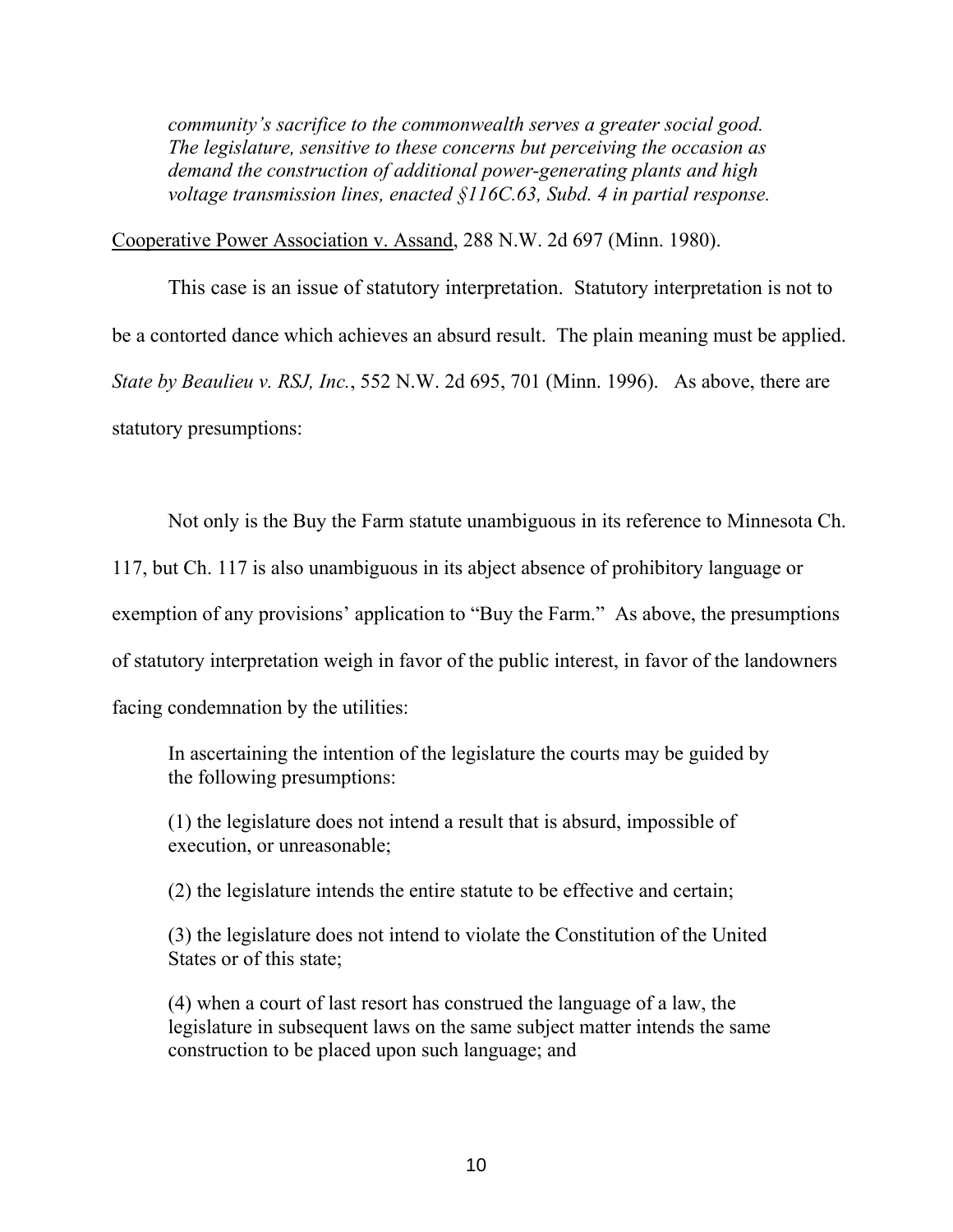*community's sacrifice to the commonwealth serves a greater social good. The legislature, sensitive to these concerns but perceiving the occasion as demand the construction of additional power-generating plants and high voltage transmission lines, enacted §116C.63, Subd. 4 in partial response.*

Cooperative Power Association v. Assand, 288 N.W. 2d 697 (Minn. 1980).

This case is an issue of statutory interpretation. Statutory interpretation is not to be a contorted dance which achieves an absurd result. The plain meaning must be applied. *State by Beaulieu v. RSJ, Inc.*, 552 N.W. 2d 695, 701 (Minn. 1996). As above, there are statutory presumptions:

Not only is the Buy the Farm statute unambiguous in its reference to Minnesota Ch. 117, but Ch. 117 is also unambiguous in its abject absence of prohibitory language or exemption of any provisions' application to "Buy the Farm." As above, the presumptions of statutory interpretation weigh in favor of the public interest, in favor of the landowners facing condemnation by the utilities:

> In ascertaining the intention of the legislature the courts may be guided by the following presumptions:
>
> (1) the legislature does not intend a result that is absurd, impossible of execution, or unreasonable;
>
> (2) the legislature intends the entire statute to be effective and certain;
>
> (3) the legislature does not intend to violate the Constitution of the United States or of this state;
>
> (4) when a court of last resort has construed the language of a law, the legislature in subsequent laws on the same subject matter intends the same construction to be placed upon such language; and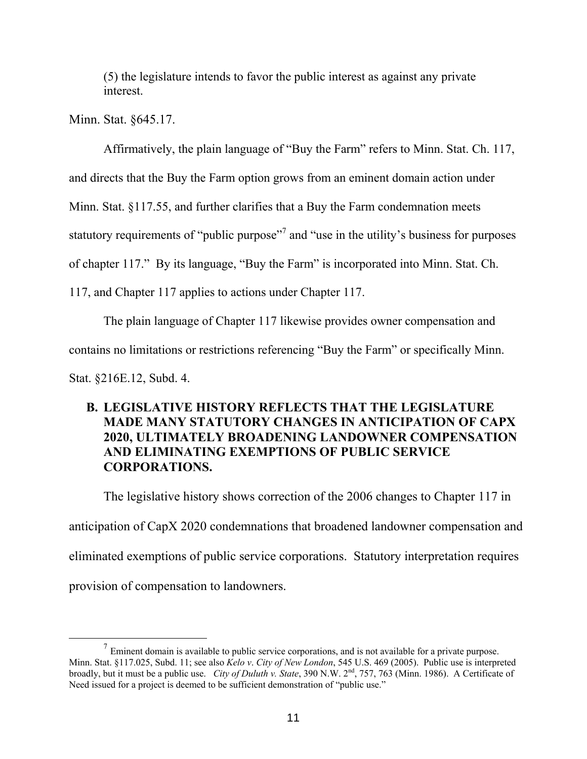(5) the legislature intends to favor the public interest as against any private interest.

Minn. Stat. §645.17.

Affirmatively, the plain language of "Buy the Farm" refers to Minn. Stat. Ch. 117, and directs that the Buy the Farm option grows from an eminent domain action under Minn. Stat. §117.55, and further clarifies that a Buy the Farm condemnation meets statutory requirements of "public purpose"[7] and "use in the utility's business for purposes of chapter 117." By its language, "Buy the Farm" is incorporated into Minn. Stat. Ch. 117, and Chapter 117 applies to actions under Chapter 117.

The plain language of Chapter 117 likewise provides owner compensation and contains no limitations or restrictions referencing "Buy the Farm" or specifically Minn. Stat. §216E.12, Subd. 4.

### B. LEGISLATIVE HISTORY REFLECTS THAT THE LEGISLATURE MADE MANY STATUTORY CHANGES IN ANTICIPATION OF CAPX 2020, ULTIMATELY BROADENING LANDOWNER COMPENSATION AND ELIMINATING EXEMPTIONS OF PUBLIC SERVICE CORPORATIONS.

The legislative history shows correction of the 2006 changes to Chapter 117 in anticipation of CapX 2020 condemnations that broadened landowner compensation and eliminated exemptions of public service corporations. Statutory interpretation requires provision of compensation to landowners.

---

[7] Eminent domain is available to public service corporations, and is not available for a private purpose. Minn. Stat. §117.025, Subd. 11; see also *Kelo v. City of New London*, 545 U.S. 469 (2005). Public use is interpreted broadly, but it must be a public use. *City of Duluth v. State*, 390 N.W. 2nd, 757, 763 (Minn. 1986). A Certificate of Need issued for a project is deemed to be sufficient demonstration of "public use."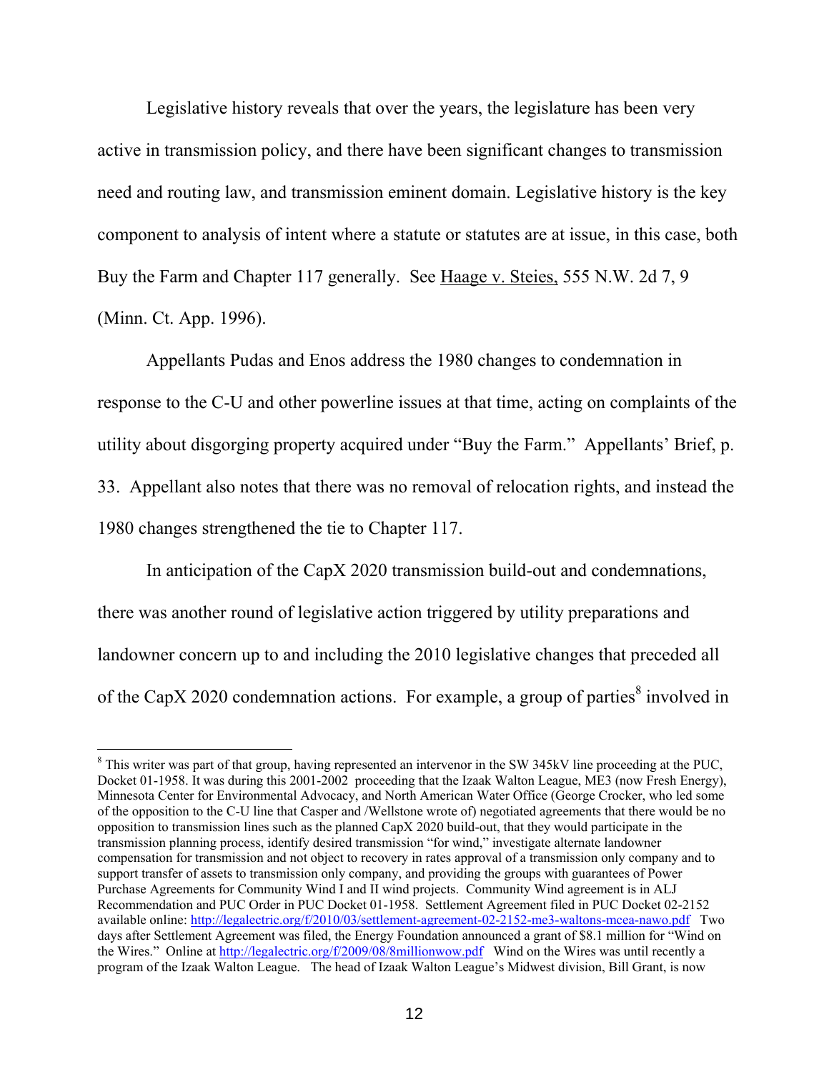Legislative history reveals that over the years, the legislature has been very active in transmission policy, and there have been significant changes to transmission need and routing law, and transmission eminent domain. Legislative history is the key component to analysis of intent where a statute or statutes are at issue, in this case, both Buy the Farm and Chapter 117 generally. See Haage v. Steies, 555 N.W. 2d 7, 9 (Minn. Ct. App. 1996).

Appellants Pudas and Enos address the 1980 changes to condemnation in response to the C-U and other powerline issues at that time, acting on complaints of the utility about disgorging property acquired under "Buy the Farm." Appellants' Brief, p. 33. Appellant also notes that there was no removal of relocation rights, and instead the 1980 changes strengthened the tie to Chapter 117.

In anticipation of the CapX 2020 transmission build-out and condemnations, there was another round of legislative action triggered by utility preparations and landowner concern up to and including the 2010 legislative changes that preceded all of the CapX 2020 condemnation actions. For example, a group of parties[8] involved in

---

[8] This writer was part of that group, having represented an intervenor in the SW 345kV line proceeding at the PUC, Docket 01-1958. It was during this 2001-2002 proceeding that the Izaak Walton League, ME3 (now Fresh Energy), Minnesota Center for Environmental Advocacy, and North American Water Office (George Crocker, who led some of the opposition to the C-U line that Casper and /Wellstone wrote of) negotiated agreements that there would be no opposition to transmission lines such as the planned CapX 2020 build-out, that they would participate in the transmission planning process, identify desired transmission "for wind," investigate alternate landowner compensation for transmission and not object to recovery in rates approval of a transmission only company and to support transfer of assets to transmission only company, and providing the groups with guarantees of Power Purchase Agreements for Community Wind I and II wind projects. Community Wind agreement is in ALJ Recommendation and PUC Order in PUC Docket 01-1958. Settlement Agreement filed in PUC Docket 02-2152 available online: http://legalectric.org/f/2010/03/settlement-agreement-02-2152-me3-waltons-mcea-nawo.pdf Two days after Settlement Agreement was filed, the Energy Foundation announced a grant of $8.1 million for "Wind on the Wires." Online at http://legalectric.org/f/2009/08/8millionwow.pdf Wind on the Wires was until recently a program of the Izaak Walton League. The head of Izaak Walton League's Midwest division, Bill Grant, is now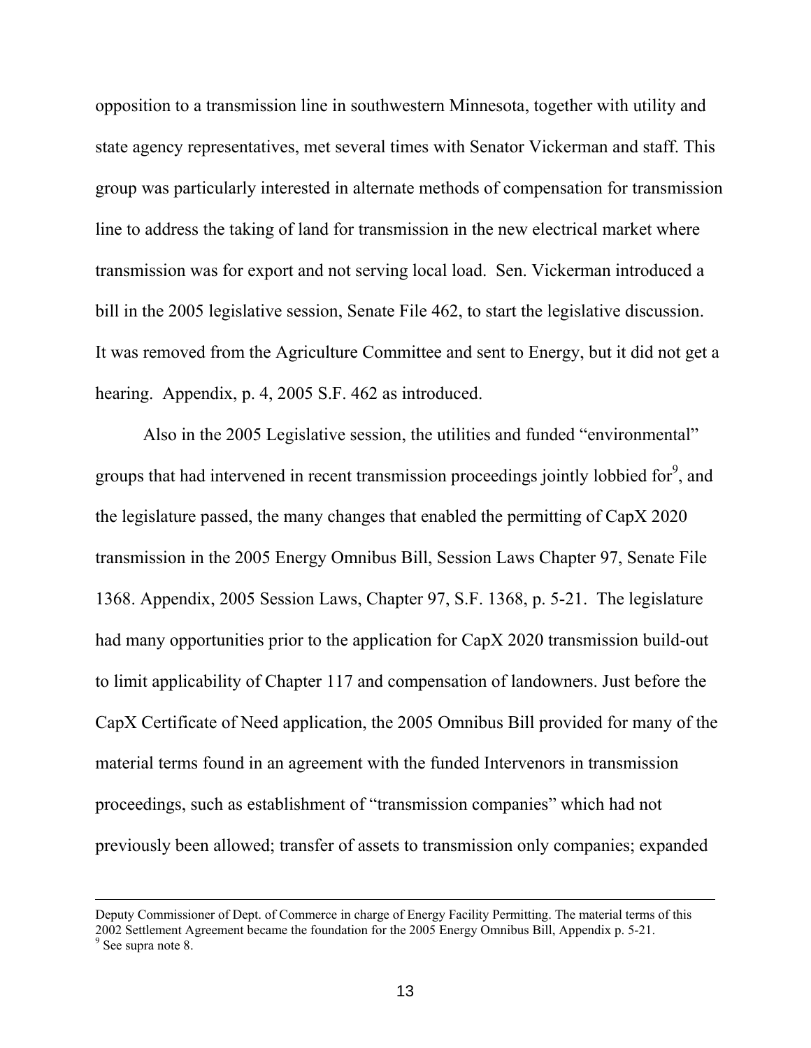opposition to a transmission line in southwestern Minnesota, together with utility and state agency representatives, met several times with Senator Vickerman and staff. This group was particularly interested in alternate methods of compensation for transmission line to address the taking of land for transmission in the new electrical market where transmission was for export and not serving local load. Sen. Vickerman introduced a bill in the 2005 legislative session, Senate File 462, to start the legislative discussion. It was removed from the Agriculture Committee and sent to Energy, but it did not get a hearing. Appendix, p. 4, 2005 S.F. 462 as introduced.

Also in the 2005 Legislative session, the utilities and funded "environmental" groups that had intervened in recent transmission proceedings jointly lobbied for[9], and the legislature passed, the many changes that enabled the permitting of CapX 2020 transmission in the 2005 Energy Omnibus Bill, Session Laws Chapter 97, Senate File 1368. Appendix, 2005 Session Laws, Chapter 97, S.F. 1368, p. 5-21. The legislature had many opportunities prior to the application for CapX 2020 transmission build-out to limit applicability of Chapter 117 and compensation of landowners. Just before the CapX Certificate of Need application, the 2005 Omnibus Bill provided for many of the material terms found in an agreement with the funded Intervenors in transmission proceedings, such as establishment of "transmission companies" which had not previously been allowed; transfer of assets to transmission only companies; expanded

---

Deputy Commissioner of Dept. of Commerce in charge of Energy Facility Permitting. The material terms of this 2002 Settlement Agreement became the foundation for the 2005 Energy Omnibus Bill, Appendix p. 5-21.

[9] See supra note 8.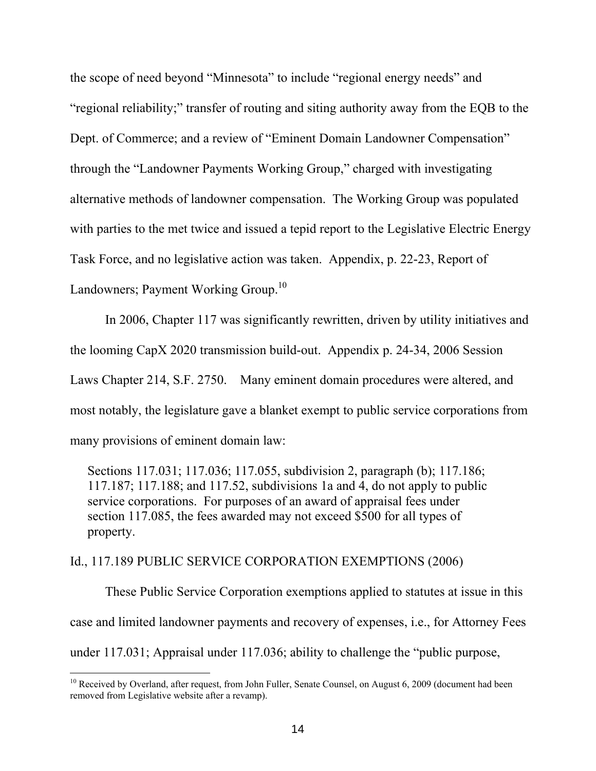the scope of need beyond "Minnesota" to include "regional energy needs" and "regional reliability;" transfer of routing and siting authority away from the EQB to the Dept. of Commerce; and a review of "Eminent Domain Landowner Compensation" through the "Landowner Payments Working Group," charged with investigating alternative methods of landowner compensation. The Working Group was populated with parties to the met twice and issued a tepid report to the Legislative Electric Energy Task Force, and no legislative action was taken. Appendix, p. 22-23, Report of Landowners; Payment Working Group.[10]

In 2006, Chapter 117 was significantly rewritten, driven by utility initiatives and the looming CapX 2020 transmission build-out. Appendix p. 24-34, 2006 Session Laws Chapter 214, S.F. 2750. Many eminent domain procedures were altered, and most notably, the legislature gave a blanket exempt to public service corporations from many provisions of eminent domain law:

> Sections 117.031; 117.036; 117.055, subdivision 2, paragraph (b); 117.186; 117.187; 117.188; and 117.52, subdivisions 1a and 4, do not apply to public service corporations. For purposes of an award of appraisal fees under section 117.085, the fees awarded may not exceed $500 for all types of property.

Id., 117.189 PUBLIC SERVICE CORPORATION EXEMPTIONS (2006)

These Public Service Corporation exemptions applied to statutes at issue in this case and limited landowner payments and recovery of expenses, i.e., for Attorney Fees under 117.031; Appraisal under 117.036; ability to challenge the "public purpose,

[10] Received by Overland, after request, from John Fuller, Senate Counsel, on August 6, 2009 (document had been removed from Legislative website after a revamp).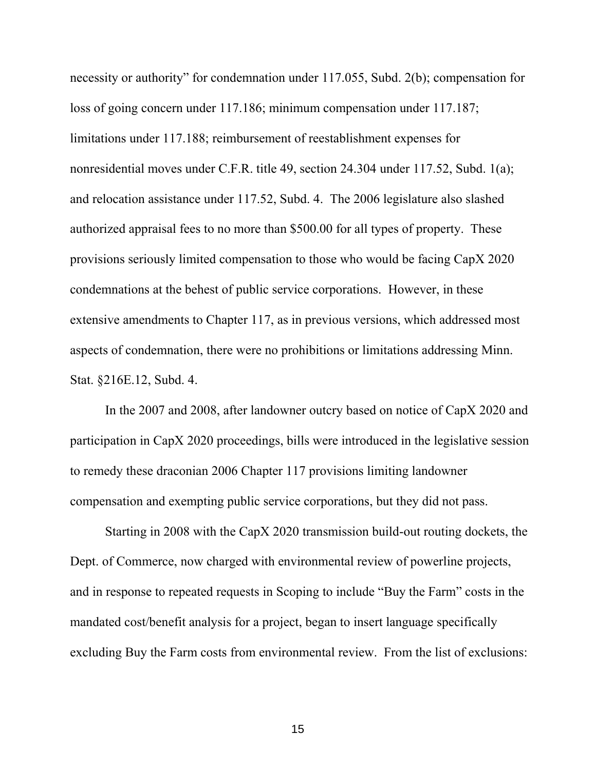necessity or authority" for condemnation under 117.055, Subd. 2(b); compensation for loss of going concern under 117.186; minimum compensation under 117.187; limitations under 117.188; reimbursement of reestablishment expenses for nonresidential moves under C.F.R. title 49, section 24.304 under 117.52, Subd. 1(a); and relocation assistance under 117.52, Subd. 4. The 2006 legislature also slashed authorized appraisal fees to no more than $500.00 for all types of property. These provisions seriously limited compensation to those who would be facing CapX 2020 condemnations at the behest of public service corporations. However, in these extensive amendments to Chapter 117, as in previous versions, which addressed most aspects of condemnation, there were no prohibitions or limitations addressing Minn. Stat. §216E.12, Subd. 4.

In the 2007 and 2008, after landowner outcry based on notice of CapX 2020 and participation in CapX 2020 proceedings, bills were introduced in the legislative session to remedy these draconian 2006 Chapter 117 provisions limiting landowner compensation and exempting public service corporations, but they did not pass.

Starting in 2008 with the CapX 2020 transmission build-out routing dockets, the Dept. of Commerce, now charged with environmental review of powerline projects, and in response to repeated requests in Scoping to include "Buy the Farm" costs in the mandated cost/benefit analysis for a project, began to insert language specifically excluding Buy the Farm costs from environmental review. From the list of exclusions: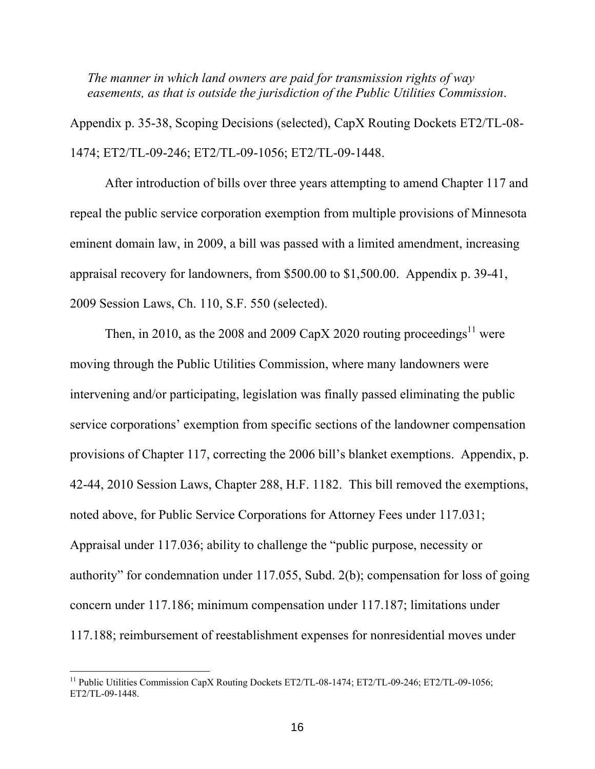*The manner in which land owners are paid for transmission rights of way easements, as that is outside the jurisdiction of the Public Utilities Commission*.

Appendix p. 35-38, Scoping Decisions (selected), CapX Routing Dockets ET2/TL-08-1474; ET2/TL-09-246; ET2/TL-09-1056; ET2/TL-09-1448.

After introduction of bills over three years attempting to amend Chapter 117 and repeal the public service corporation exemption from multiple provisions of Minnesota eminent domain law, in 2009, a bill was passed with a limited amendment, increasing appraisal recovery for landowners, from $500.00 to $1,500.00. Appendix p. 39-41, 2009 Session Laws, Ch. 110, S.F. 550 (selected).

Then, in 2010, as the 2008 and 2009 CapX 2020 routing proceedings[11] were moving through the Public Utilities Commission, where many landowners were intervening and/or participating, legislation was finally passed eliminating the public service corporations' exemption from specific sections of the landowner compensation provisions of Chapter 117, correcting the 2006 bill's blanket exemptions. Appendix, p. 42-44, 2010 Session Laws, Chapter 288, H.F. 1182. This bill removed the exemptions, noted above, for Public Service Corporations for Attorney Fees under 117.031; Appraisal under 117.036; ability to challenge the "public purpose, necessity or authority" for condemnation under 117.055, Subd. 2(b); compensation for loss of going concern under 117.186; minimum compensation under 117.187; limitations under 117.188; reimbursement of reestablishment expenses for nonresidential moves under

[11] Public Utilities Commission CapX Routing Dockets ET2/TL-08-1474; ET2/TL-09-246; ET2/TL-09-1056; ET2/TL-09-1448.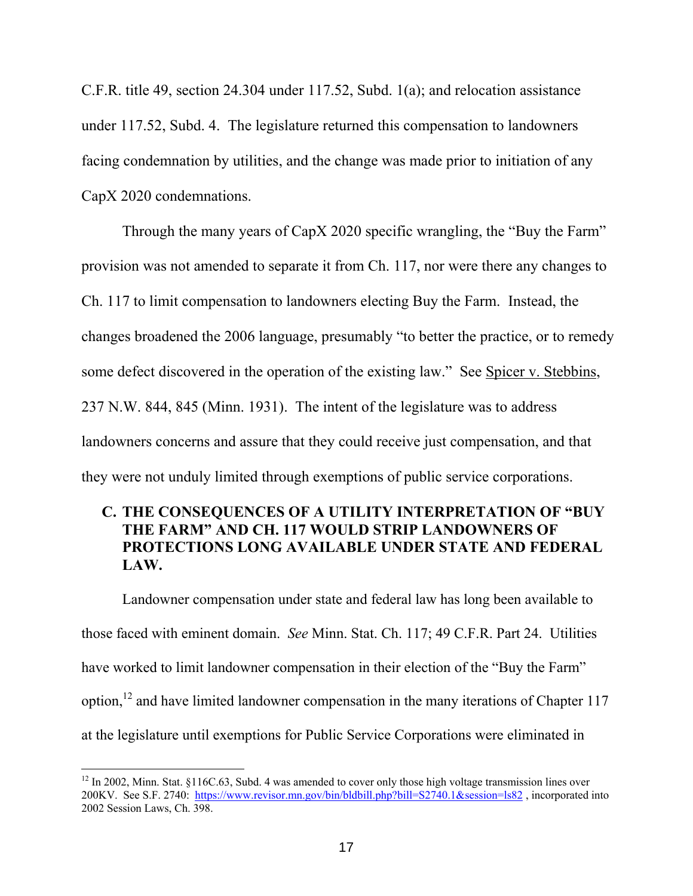C.F.R. title 49, section 24.304 under 117.52, Subd. 1(a); and relocation assistance under 117.52, Subd. 4. The legislature returned this compensation to landowners facing condemnation by utilities, and the change was made prior to initiation of any CapX 2020 condemnations.

Through the many years of CapX 2020 specific wrangling, the "Buy the Farm" provision was not amended to separate it from Ch. 117, nor were there any changes to Ch. 117 to limit compensation to landowners electing Buy the Farm. Instead, the changes broadened the 2006 language, presumably "to better the practice, or to remedy some defect discovered in the operation of the existing law." See Spicer v. Stebbins, 237 N.W. 844, 845 (Minn. 1931). The intent of the legislature was to address landowners concerns and assure that they could receive just compensation, and that they were not unduly limited through exemptions of public service corporations.

### C. THE CONSEQUENCES OF A UTILITY INTERPRETATION OF "BUY THE FARM" AND CH. 117 WOULD STRIP LANDOWNERS OF PROTECTIONS LONG AVAILABLE UNDER STATE AND FEDERAL LAW.

Landowner compensation under state and federal law has long been available to those faced with eminent domain. *See* Minn. Stat. Ch. 117; 49 C.F.R. Part 24. Utilities have worked to limit landowner compensation in their election of the "Buy the Farm" option,[12] and have limited landowner compensation in the many iterations of Chapter 117 at the legislature until exemptions for Public Service Corporations were eliminated in

[12] In 2002, Minn. Stat. §116C.63, Subd. 4 was amended to cover only those high voltage transmission lines over 200KV. See S.F. 2740: https://www.revisor.mn.gov/bin/bldbill.php?bill=S2740.1&session=ls82 , incorporated into 2002 Session Laws, Ch. 398.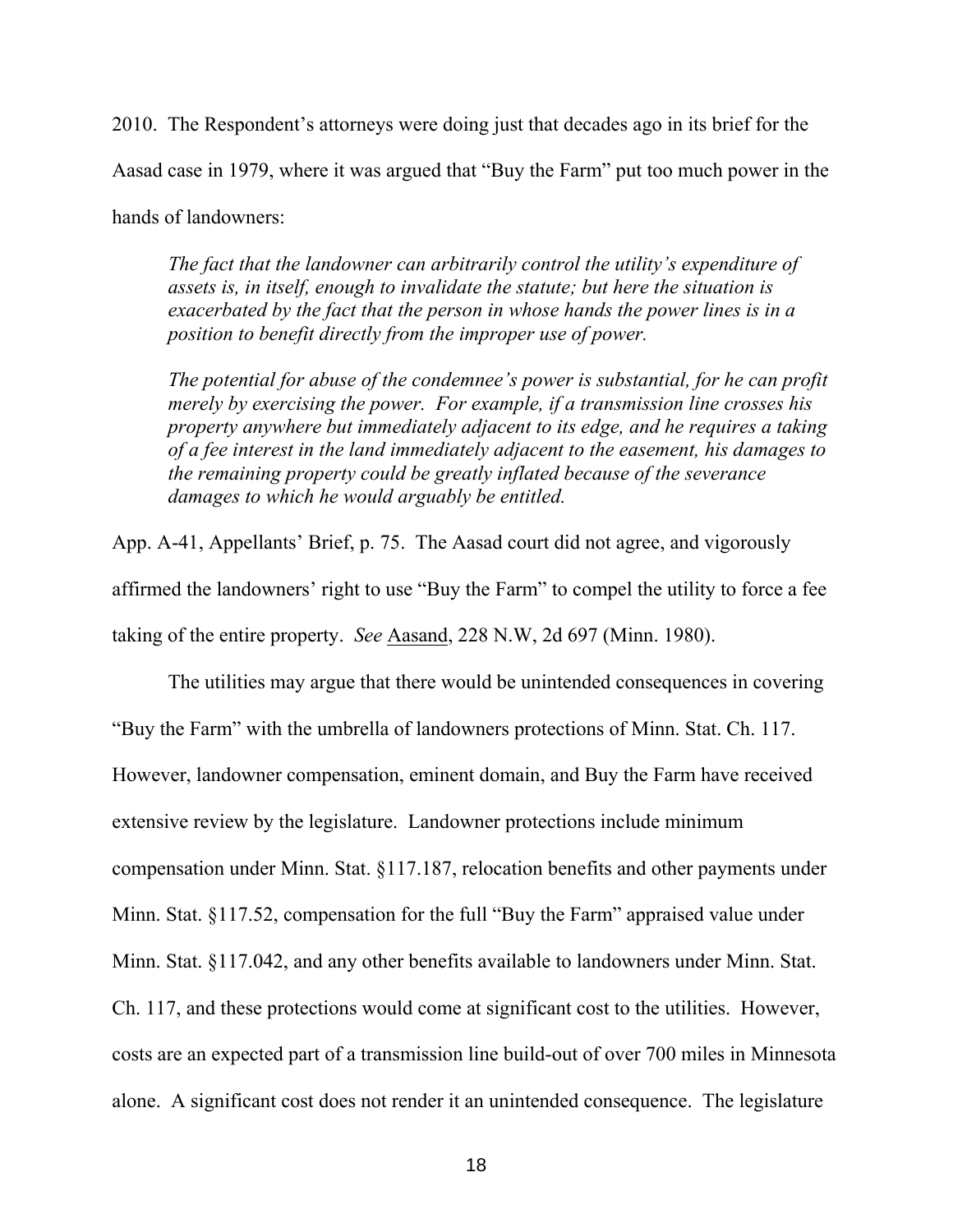2010. The Respondent's attorneys were doing just that decades ago in its brief for the Aasad case in 1979, where it was argued that "Buy the Farm" put too much power in the hands of landowners:

> *The fact that the landowner can arbitrarily control the utility's expenditure of assets is, in itself, enough to invalidate the statute; but here the situation is exacerbated by the fact that the person in whose hands the power lines is in a position to benefit directly from the improper use of power.*
>
> *The potential for abuse of the condemnee's power is substantial, for he can profit merely by exercising the power. For example, if a transmission line crosses his property anywhere but immediately adjacent to its edge, and he requires a taking of a fee interest in the land immediately adjacent to the easement, his damages to the remaining property could be greatly inflated because of the severance damages to which he would arguably be entitled.*

App. A-41, Appellants' Brief, p. 75. The Aasad court did not agree, and vigorously affirmed the landowners' right to use "Buy the Farm" to compel the utility to force a fee taking of the entire property. *See* Aasand, 228 N.W, 2d 697 (Minn. 1980).

The utilities may argue that there would be unintended consequences in covering "Buy the Farm" with the umbrella of landowners protections of Minn. Stat. Ch. 117. However, landowner compensation, eminent domain, and Buy the Farm have received extensive review by the legislature. Landowner protections include minimum compensation under Minn. Stat. §117.187, relocation benefits and other payments under Minn. Stat. §117.52, compensation for the full "Buy the Farm" appraised value under Minn. Stat. §117.042, and any other benefits available to landowners under Minn. Stat. Ch. 117, and these protections would come at significant cost to the utilities. However, costs are an expected part of a transmission line build-out of over 700 miles in Minnesota alone. A significant cost does not render it an unintended consequence. The legislature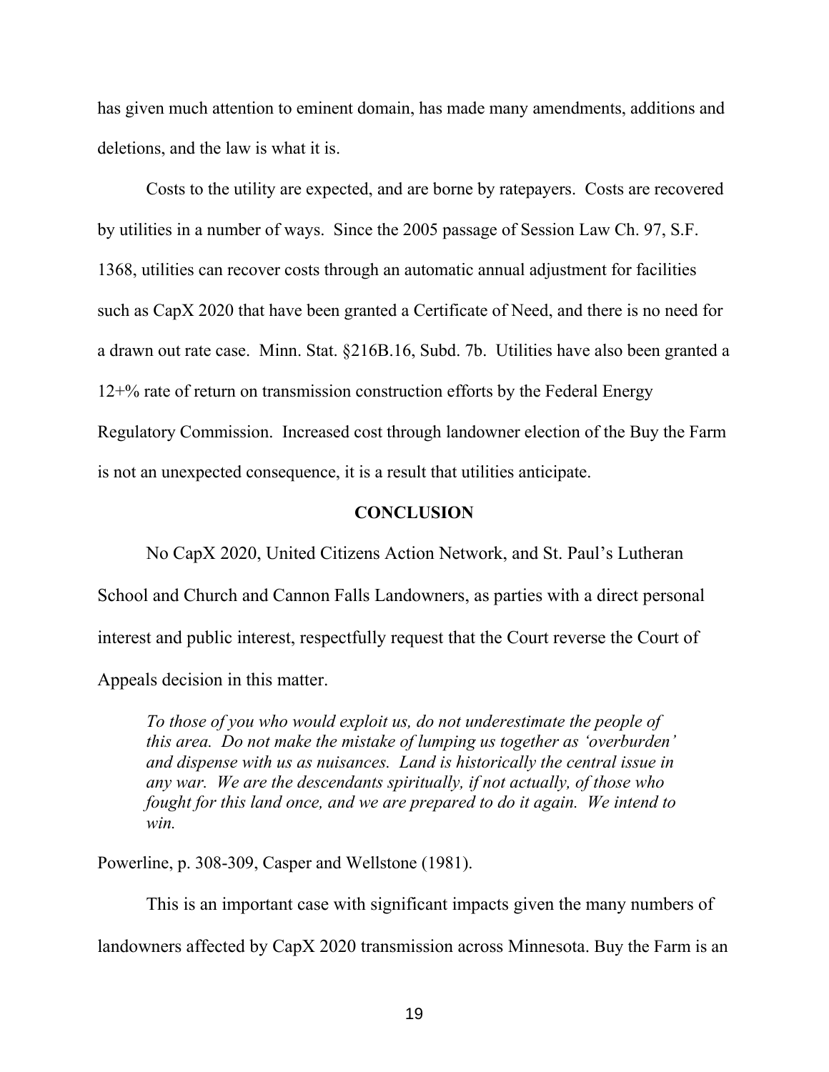has given much attention to eminent domain, has made many amendments, additions and deletions, and the law is what it is.

Costs to the utility are expected, and are borne by ratepayers. Costs are recovered by utilities in a number of ways. Since the 2005 passage of Session Law Ch. 97, S.F. 1368, utilities can recover costs through an automatic annual adjustment for facilities such as CapX 2020 that have been granted a Certificate of Need, and there is no need for a drawn out rate case. Minn. Stat. §216B.16, Subd. 7b. Utilities have also been granted a 12+% rate of return on transmission construction efforts by the Federal Energy Regulatory Commission. Increased cost through landowner election of the Buy the Farm is not an unexpected consequence, it is a result that utilities anticipate.

## CONCLUSION

No CapX 2020, United Citizens Action Network, and St. Paul's Lutheran School and Church and Cannon Falls Landowners, as parties with a direct personal interest and public interest, respectfully request that the Court reverse the Court of Appeals decision in this matter.

> *To those of you who would exploit us, do not underestimate the people of this area. Do not make the mistake of lumping us together as 'overburden' and dispense with us as nuisances. Land is historically the central issue in any war. We are the descendants spiritually, if not actually, of those who fought for this land once, and we are prepared to do it again. We intend to win.*

Powerline, p. 308-309, Casper and Wellstone (1981).

This is an important case with significant impacts given the many numbers of landowners affected by CapX 2020 transmission across Minnesota. Buy the Farm is an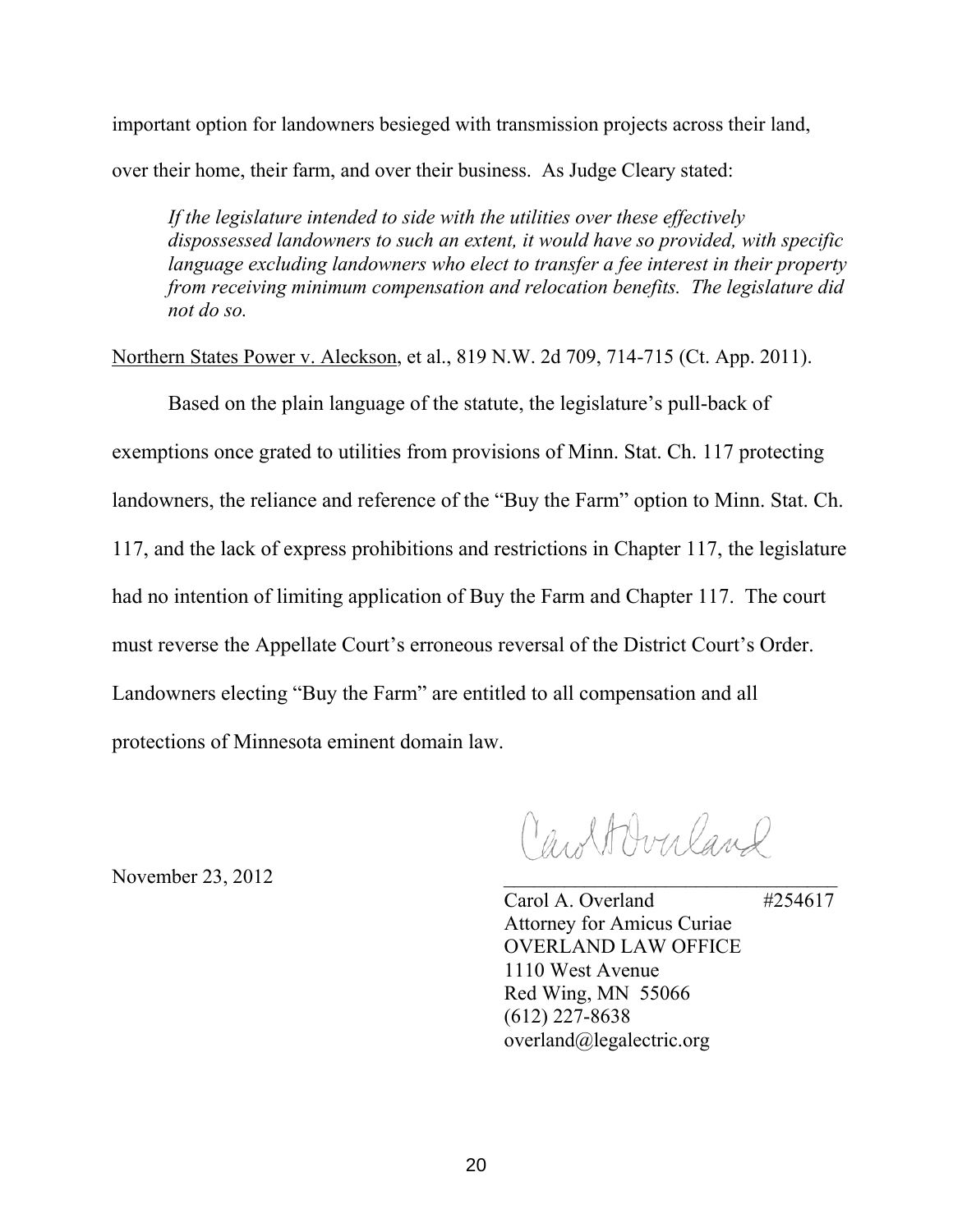important option for landowners besieged with transmission projects across their land, over their home, their farm, and over their business. As Judge Cleary stated:

> *If the legislature intended to side with the utilities over these effectively dispossessed landowners to such an extent, it would have so provided, with specific language excluding landowners who elect to transfer a fee interest in their property from receiving minimum compensation and relocation benefits. The legislature did not do so.*

Northern States Power v. Aleckson, et al., 819 N.W. 2d 709, 714-715 (Ct. App. 2011).

Based on the plain language of the statute, the legislature's pull-back of exemptions once grated to utilities from provisions of Minn. Stat. Ch. 117 protecting landowners, the reliance and reference of the "Buy the Farm" option to Minn. Stat. Ch. 117, and the lack of express prohibitions and restrictions in Chapter 117, the legislature had no intention of limiting application of Buy the Farm and Chapter 117. The court must reverse the Appellate Court's erroneous reversal of the District Court's Order. Landowners electing "Buy the Farm" are entitled to all compensation and all protections of Minnesota eminent domain law.

November 23, 2012

Carol A. Overland #254617
Attorney for Amicus Curiae
OVERLAND LAW OFFICE
1110 West Avenue
Red Wing, MN 55066
(612) 227-8638
overland@legalectric.org